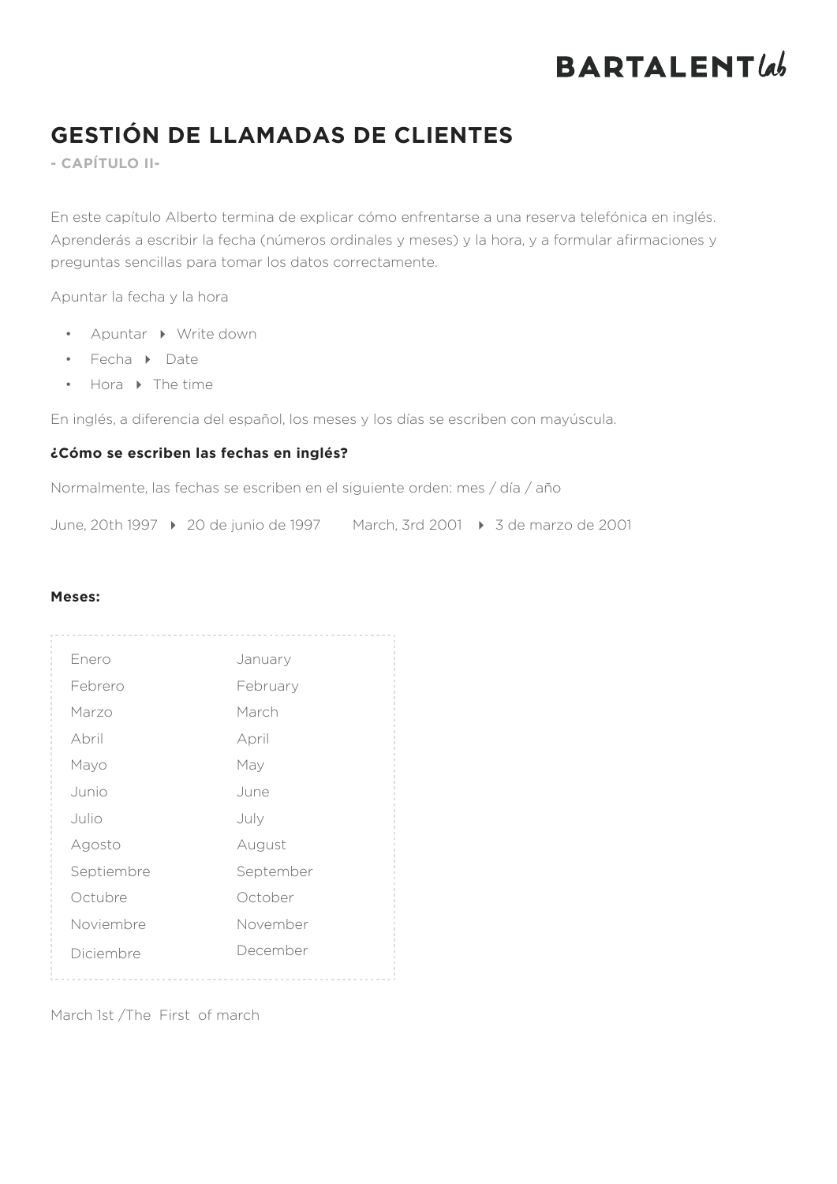# GESTIÓN DE LLAMADAS DE CLIENTES

**- CAPÍTULO II-**

En este capítulo Alberto termina de explicar cómo enfrentarse a una reserva telefónica en inglés. Aprenderás a escribir la fecha (números ordinales y meses) y la hora, y a formular afirmaciones y preguntas sencillas para tomar los datos correctamente.

Apuntar la fecha y la hora

- Apuntar ▸ Write down
- Fecha ▸ Date
- Hora ▸ The time

En inglés, a diferencia del español, los meses y los días se escriben con mayúscula.

**¿Cómo se escriben las fechas en inglés?**

Normalmente, las fechas se escriben en el siguiente orden: mes / día / año

June, 20th 1997 ▸ 20 de junio de 1997 March, 3rd 2001 ▸ 3 de marzo de 2001

**Meses:**

| | |
|---|---|
| Enero | January |
| Febrero | February |
| Marzo | March |
| Abril | April |
| Mayo | May |
| Junio | June |
| Julio | July |
| Agosto | August |
| Septiembre | September |
| Octubre | October |
| Noviembre | November |
| Diciembre | December |

March 1st /The First of march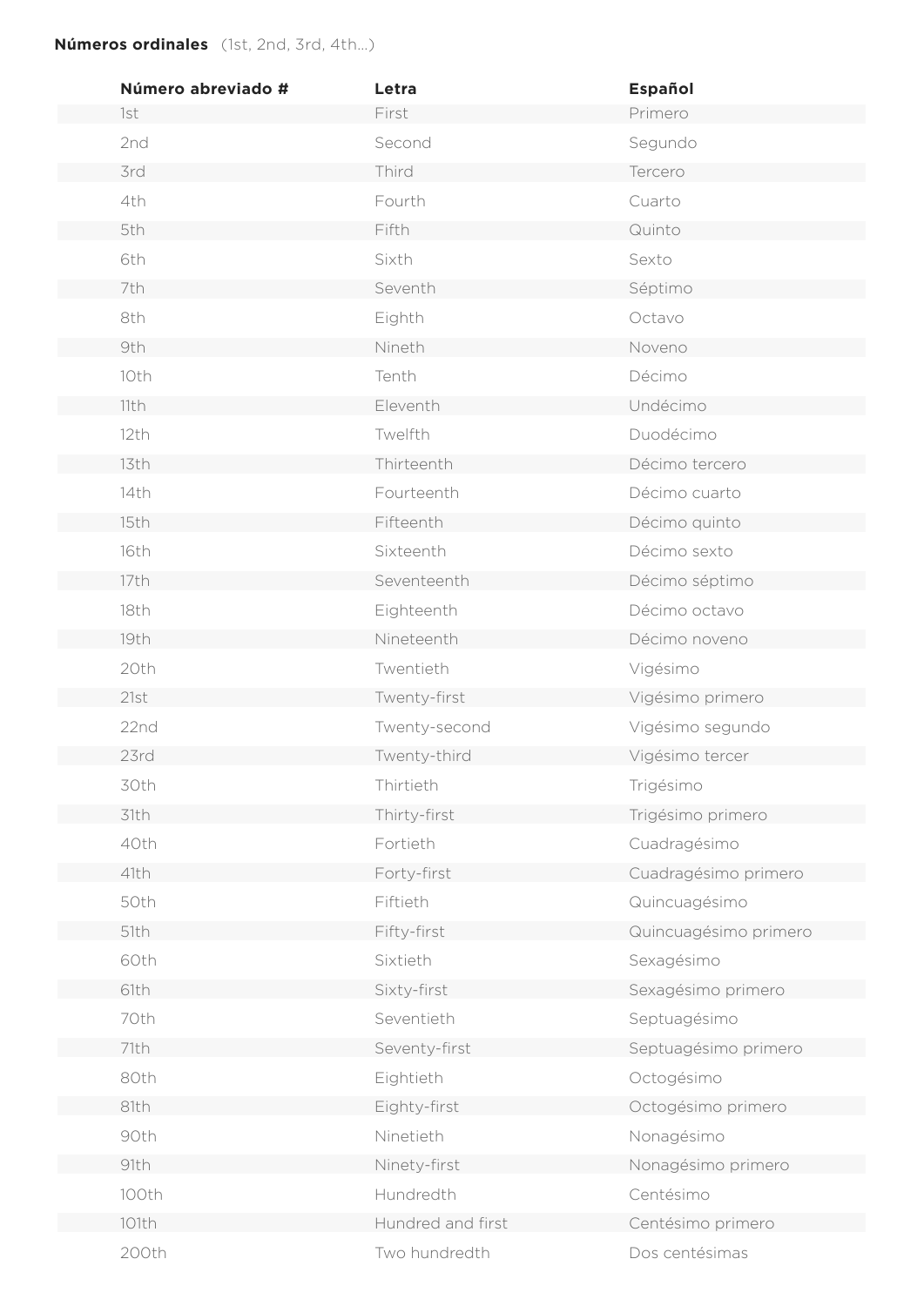**Números ordinales** (1st, 2nd, 3rd, 4th...)

| Número abreviado # | Letra | Español |
|---|---|---|
| 1st | First | Primero |
| 2nd | Second | Segundo |
| 3rd | Third | Tercero |
| 4th | Fourth | Cuarto |
| 5th | Fifth | Quinto |
| 6th | Sixth | Sexto |
| 7th | Seventh | Séptimo |
| 8th | Eighth | Octavo |
| 9th | Nineth | Noveno |
| 10th | Tenth | Décimo |
| 11th | Eleventh | Undécimo |
| 12th | Twelfth | Duodécimo |
| 13th | Thirteenth | Décimo tercero |
| 14th | Fourteenth | Décimo cuarto |
| 15th | Fifteenth | Décimo quinto |
| 16th | Sixteenth | Décimo sexto |
| 17th | Seventeenth | Décimo séptimo |
| 18th | Eighteenth | Décimo octavo |
| 19th | Nineteenth | Décimo noveno |
| 20th | Twentieth | Vigésimo |
| 21st | Twenty-first | Vigésimo primero |
| 22nd | Twenty-second | Vigésimo segundo |
| 23rd | Twenty-third | Vigésimo tercer |
| 30th | Thirtieth | Trigésimo |
| 31th | Thirty-first | Trigésimo primero |
| 40th | Fortieth | Cuadragésimo |
| 41th | Forty-first | Cuadragésimo primero |
| 50th | Fiftieth | Quincuagésimo |
| 51th | Fifty-first | Quincuagésimo primero |
| 60th | Sixtieth | Sexagésimo |
| 61th | Sixty-first | Sexagésimo primero |
| 70th | Seventieth | Septuagésimo |
| 71th | Seventy-first | Septuagésimo primero |
| 80th | Eightieth | Octogésimo |
| 81th | Eighty-first | Octogésimo primero |
| 90th | Ninetieth | Nonagésimo |
| 91th | Ninety-first | Nonagésimo primero |
| 100th | Hundredth | Centésimo |
| 101th | Hundred and first | Centésimo primero |
| 200th | Two hundredth | Dos centésimas |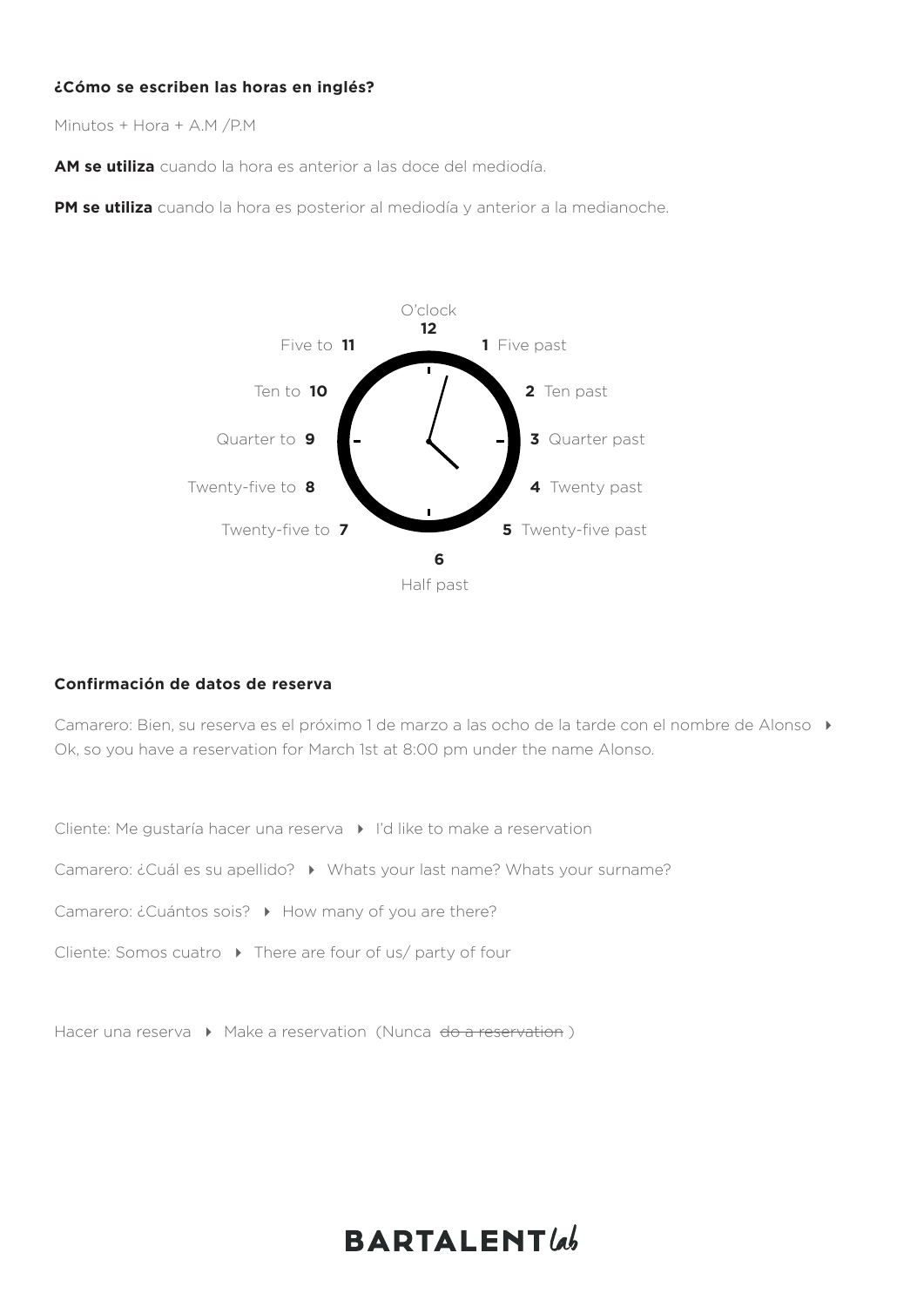**¿Cómo se escriben las horas en inglés?**

Minutos + Hora + A.M /P.M

**AM se utiliza** cuando la hora es anterior a las doce del mediodía.

**PM se utiliza** cuando la hora es posterior al mediodía y anterior a la medianoche.

O'clock
**12**
**1** Five past
**2** Ten past
**3** Quarter past
**4** Twenty past
**5** Twenty-five past
**6**
Half past
Twenty-five to **7**
Twenty-five to **8**
Quarter to **9**
Ten to **10**
Five to **11**

**Confirmación de datos de reserva**

Camarero: Bien, su reserva es el próximo 1 de marzo a las ocho de la tarde con el nombre de Alonso ▸ Ok, so you have a reservation for March 1st at 8:00 pm under the name Alonso.

Cliente: Me gustaría hacer una reserva ▸ I'd like to make a reservation

Camarero: ¿Cuál es su apellido? ▸ Whats your last name? Whats your surname?

Camarero: ¿Cuántos sois? ▸ How many of you are there?

Cliente: Somos cuatro ▸ There are four of us/ party of four

Hacer una reserva ▸ Make a reservation (Nunca ~~do a reservation~~ )